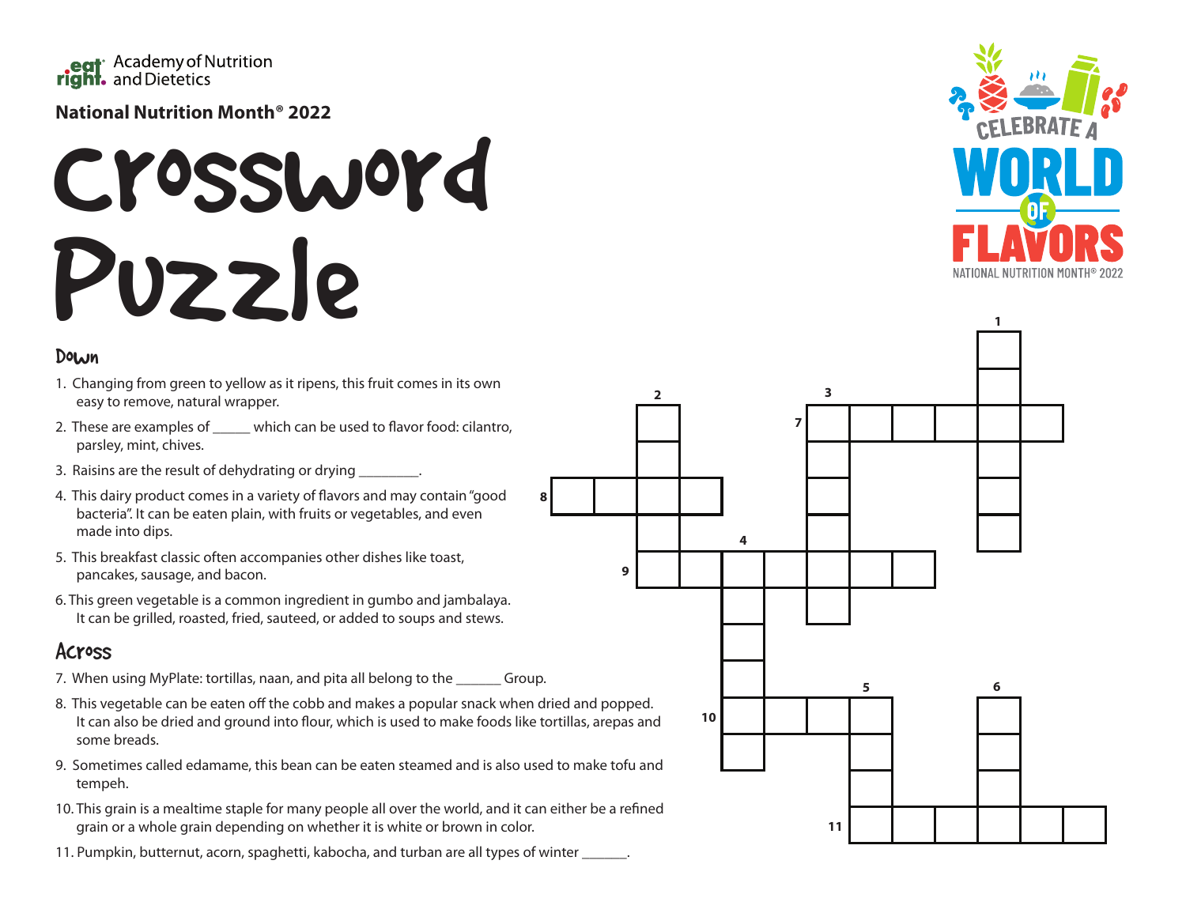Academy of Nutrition and Dietetics

**National Nutrition Month® 2022**

# Crossword Puzzle

CELEBRATE A WORLD OF FLAVORS
NATIONAL NUTRITION MONTH® 2022

## Down

1. Changing from green to yellow as it ripens, this fruit comes in its own easy to remove, natural wrapper.
2. These are examples of _____ which can be used to flavor food: cilantro, parsley, mint, chives.
3. Raisins are the result of dehydrating or drying ________.
4. This dairy product comes in a variety of flavors and may contain "good bacteria". It can be eaten plain, with fruits or vegetables, and even made into dips.
5. This breakfast classic often accompanies other dishes like toast, pancakes, sausage, and bacon.
6. This green vegetable is a common ingredient in gumbo and jambalaya. It can be grilled, roasted, fried, sauteed, or added to soups and stews.

## Across

7. When using MyPlate: tortillas, naan, and pita all belong to the ______ Group.
8. This vegetable can be eaten off the cobb and makes a popular snack when dried and popped. It can also be dried and ground into flour, which is used to make foods like tortillas, arepas and some breads.
9. Sometimes called edamame, this bean can be eaten steamed and is also used to make tofu and tempeh.
10. This grain is a mealtime staple for many people all over the world, and it can either be a refined grain or a whole grain depending on whether it is white or brown in color.
11. Pumpkin, butternut, acorn, spaghetti, kabocha, and turban are all types of winter ______.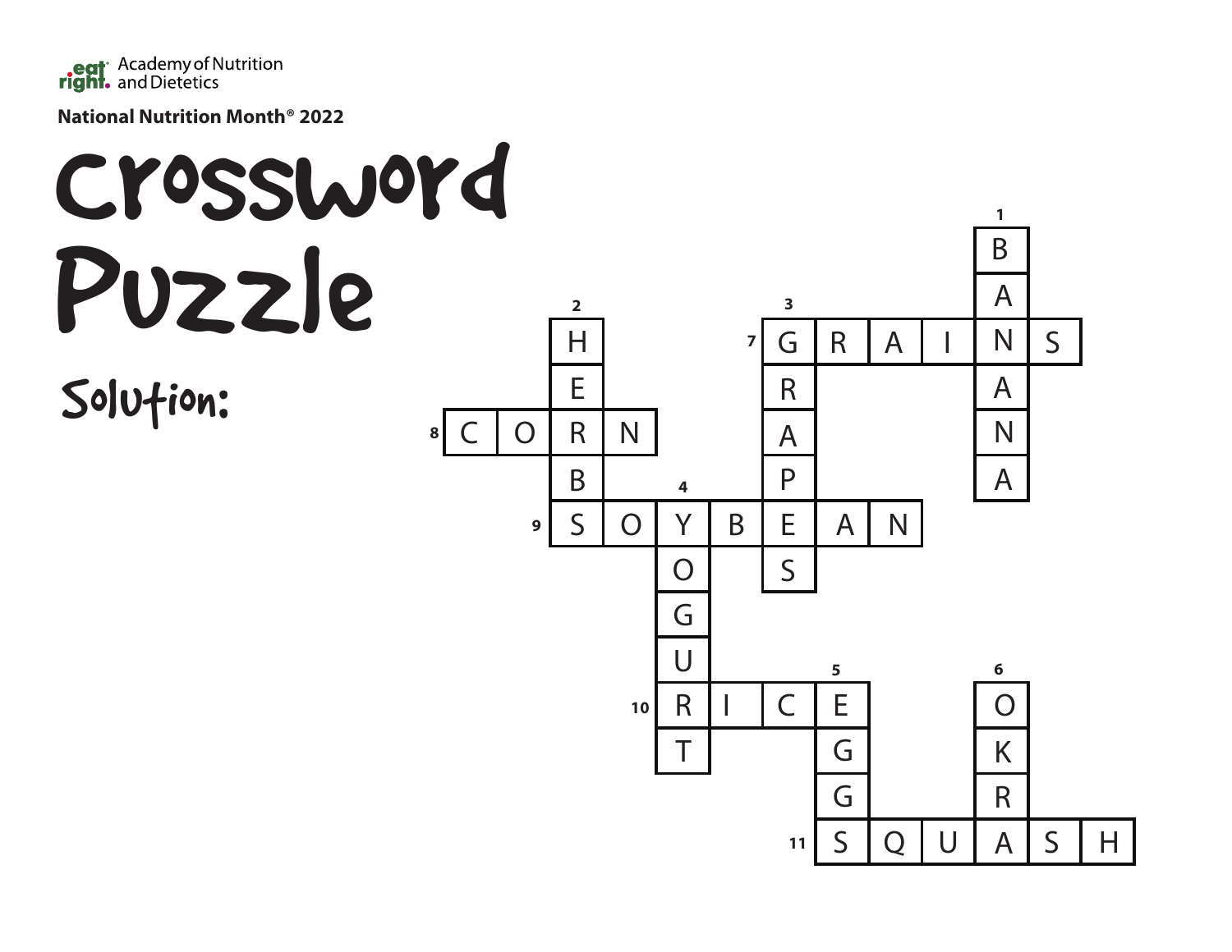Academy of Nutrition and Dietetics

**National Nutrition Month® 2022**

# Crossword Puzzle

## Solution:

1 BANANA

2 HERBS

3 GRAPES

4 YOGURT

5 EGGS

6 OKRA

7 GRAINS

8 CORN

9 SOYBEAN

10 RICE

11 SQUASH